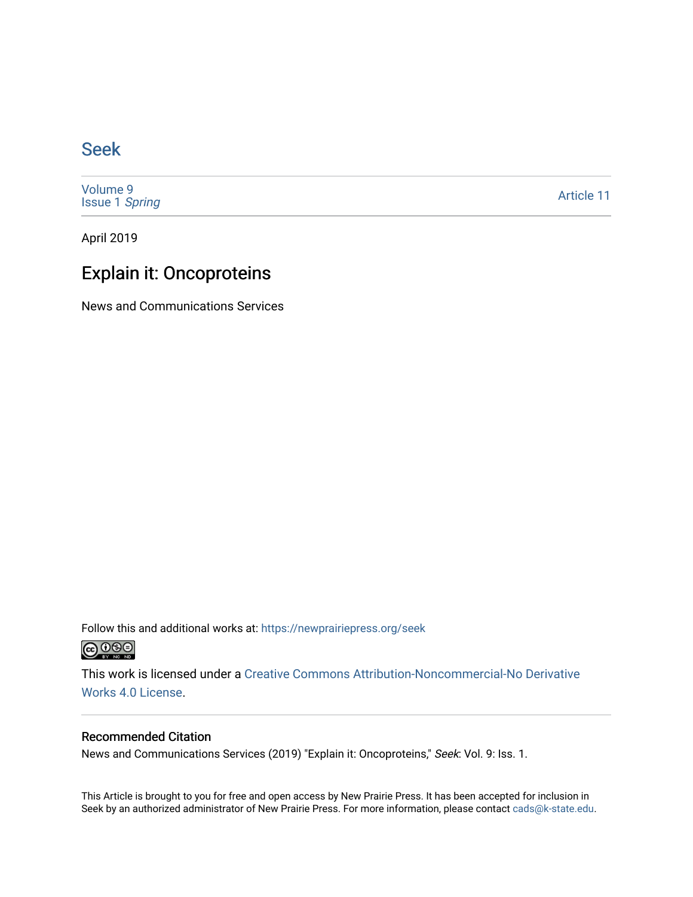# Seek

Volume 9
Issue 1 *Spring*

Article 11

April 2019

## Explain it: Oncoproteins

News and Communications Services

Follow this and additional works at: https://newprairiepress.org/seek

This work is licensed under a Creative Commons Attribution-Noncommercial-No Derivative Works 4.0 License.

### Recommended Citation

News and Communications Services (2019) "Explain it: Oncoproteins," *Seek*: Vol. 9: Iss. 1.

This Article is brought to you for free and open access by New Prairie Press. It has been accepted for inclusion in Seek by an authorized administrator of New Prairie Press. For more information, please contact cads@k-state.edu.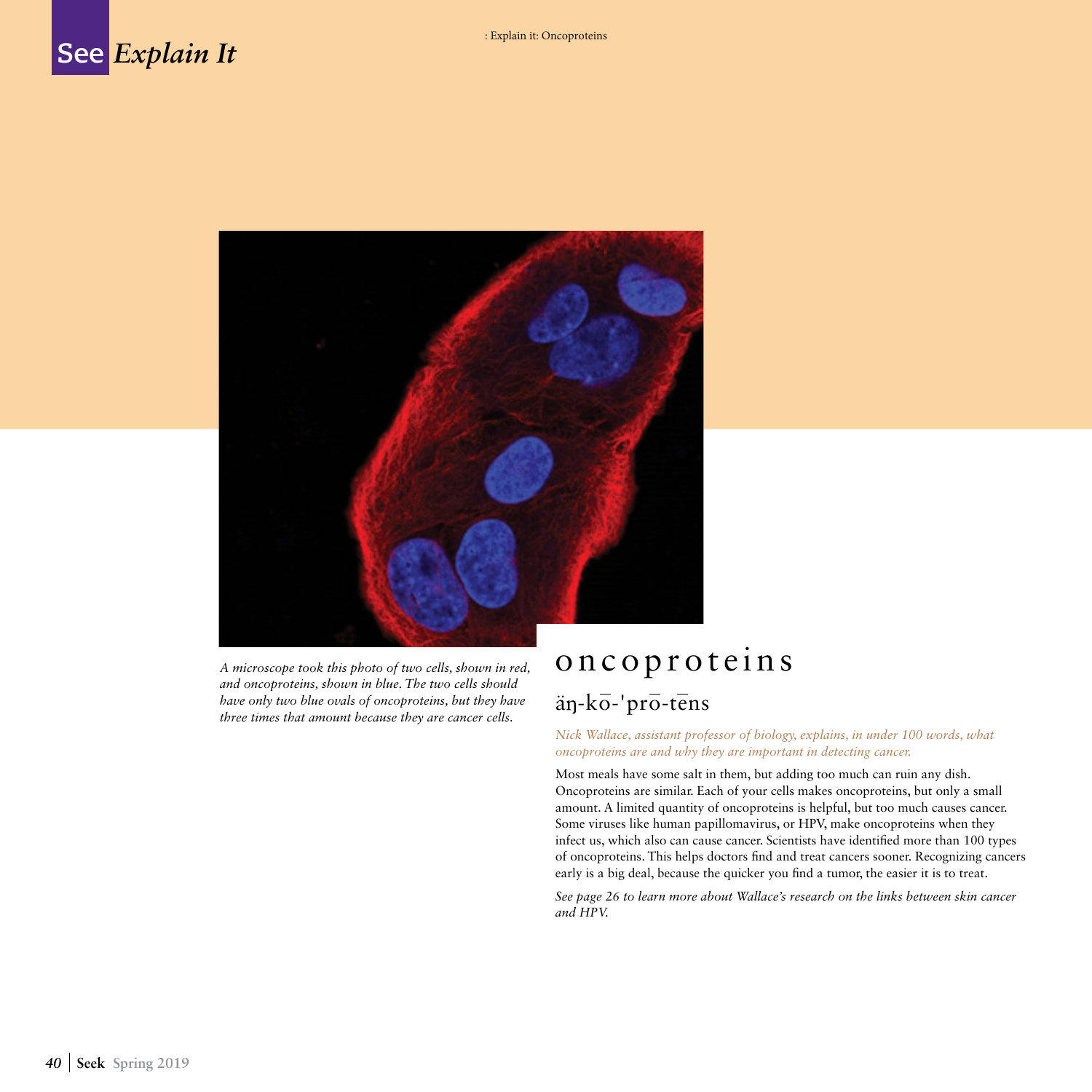# See *Explain It*

*A microscope took this photo of two cells, shown in red, and oncoproteins, shown in blue. The two cells should have only two blue ovals of oncoproteins, but they have three times that amount because they are cancer cells.*

## oncoproteins

äŋ-kō-'prō-tēns

*Nick Wallace, assistant professor of biology, explains, in under 100 words, what oncoproteins are and why they are important in detecting cancer.*

Most meals have some salt in them, but adding too much can ruin any dish. Oncoproteins are similar. Each of your cells makes oncoproteins, but only a small amount. A limited quantity of oncoproteins is helpful, but too much causes cancer. Some viruses like human papillomavirus, or HPV, make oncoproteins when they infect us, which also can cause cancer. Scientists have identified more than 100 types of oncoproteins. This helps doctors find and treat cancers sooner. Recognizing cancers early is a big deal, because the quicker you find a tumor, the easier it is to treat.

*See page 26 to learn more about Wallace's research on the links between skin cancer and HPV.*